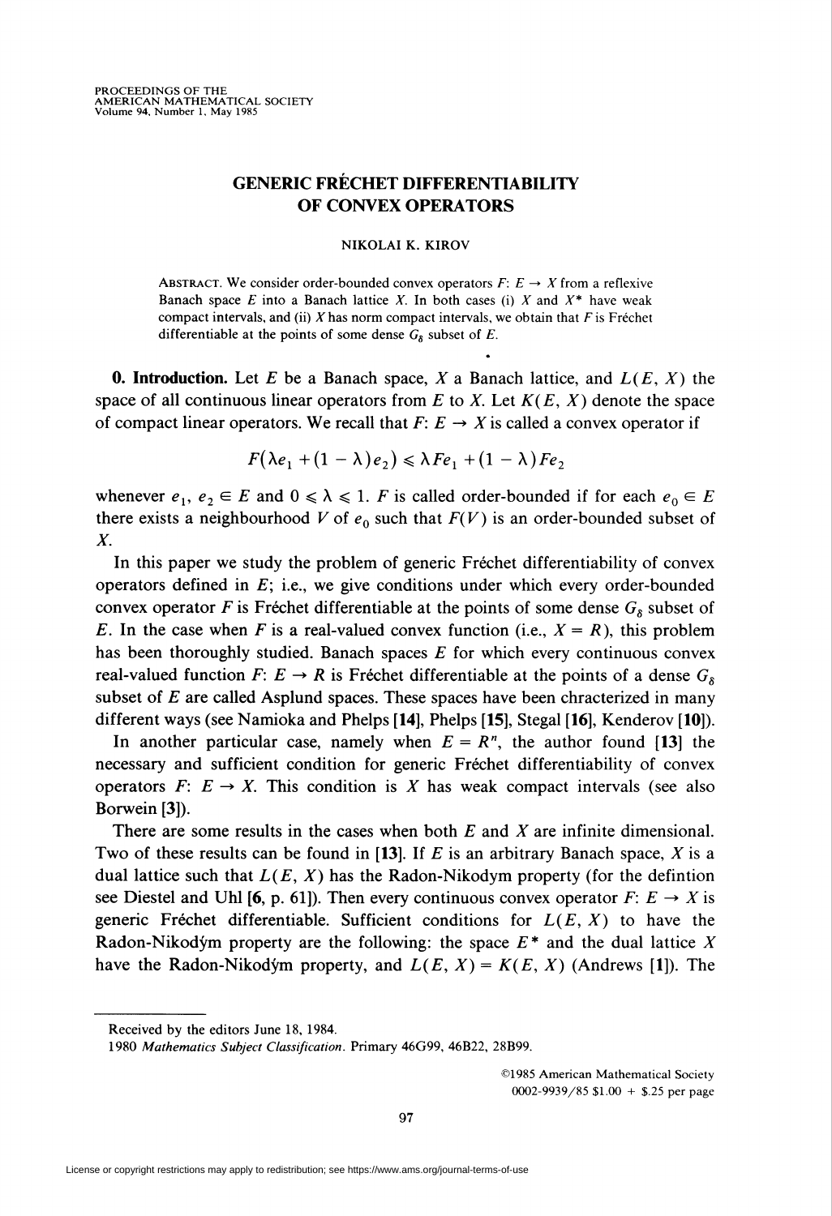# GENERIC FRÉCHET DIFFERENTIABILITY OF CONVEX OPERATORS

NIKOLAI K. KIROV

ABSTRACT. We consider order-bounded convex operators $F: E \to X$ from a reflexive Banach space $E$ into a Banach lattice $X$. In both cases (i) $X$ and $X^*$ have weak compact intervals, and (ii) $X$ has norm compact intervals, we obtain that $F$ is Fréchet differentiable at the points of some dense $G_\delta$ subset of $E$.

**0. Introduction.** Let $E$ be a Banach space, $X$ a Banach lattice, and $L(E, X)$ the space of all continuous linear operators from $E$ to $X$. Let $K(E, X)$ denote the space of compact linear operators. We recall that $F: E \to X$ is called a convex operator if

$$F(\lambda e_1 + (1 - \lambda) e_2) \leqslant \lambda F e_1 + (1 - \lambda) F e_2$$

whenever $e_1, e_2 \in E$ and $0 \leqslant \lambda \leqslant 1$. $F$ is called order-bounded if for each $e_0 \in E$ there exists a neighbourhood $V$ of $e_0$ such that $F(V)$ is an order-bounded subset of $X$.

In this paper we study the problem of generic Fréchet differentiability of convex operators defined in $E$; i.e., we give conditions under which every order-bounded convex operator $F$ is Fréchet differentiable at the points of some dense $G_\delta$ subset of $E$. In the case when $F$ is a real-valued convex function (i.e., $X = R$), this problem has been thoroughly studied. Banach spaces $E$ for which every continuous convex real-valued function $F: E \to R$ is Fréchet differentiable at the points of a dense $G_\delta$ subset of $E$ are called Asplund spaces. These spaces have been chracterized in many different ways (see Namioka and Phelps **[14]**, Phelps **[15]**, Stegal **[16]**, Kenderov **[10]**).

In another particular case, namely when $E = R^n$, the author found **[13]** the necessary and sufficient condition for generic Fréchet differentiability of convex operators $F: E \to X$. This condition is $X$ has weak compact intervals (see also Borwein **[3]**).

There are some results in the cases when both $E$ and $X$ are infinite dimensional. Two of these results can be found in **[13]**. If $E$ is an arbitrary Banach space, $X$ is a dual lattice such that $L(E, X)$ has the Radon-Nikodym property (for the defintion see Diestel and Uhl **[6**, p. 61**]**). Then every continuous convex operator $F: E \to X$ is generic Fréchet differentiable. Sufficient conditions for $L(E, X)$ to have the Radon-Nikodým property are the following: the space $E^*$ and the dual lattice $X$ have the Radon-Nikodým property, and $L(E, X) = K(E, X)$ (Andrews **[1]**). The

---

Received by the editors June 18, 1984.

1980 *Mathematics Subject Classification*. Primary 46G99, 46B22, 28B99.

©1985 American Mathematical Society
0002-9939/85 \$1.00 + \$.25 per page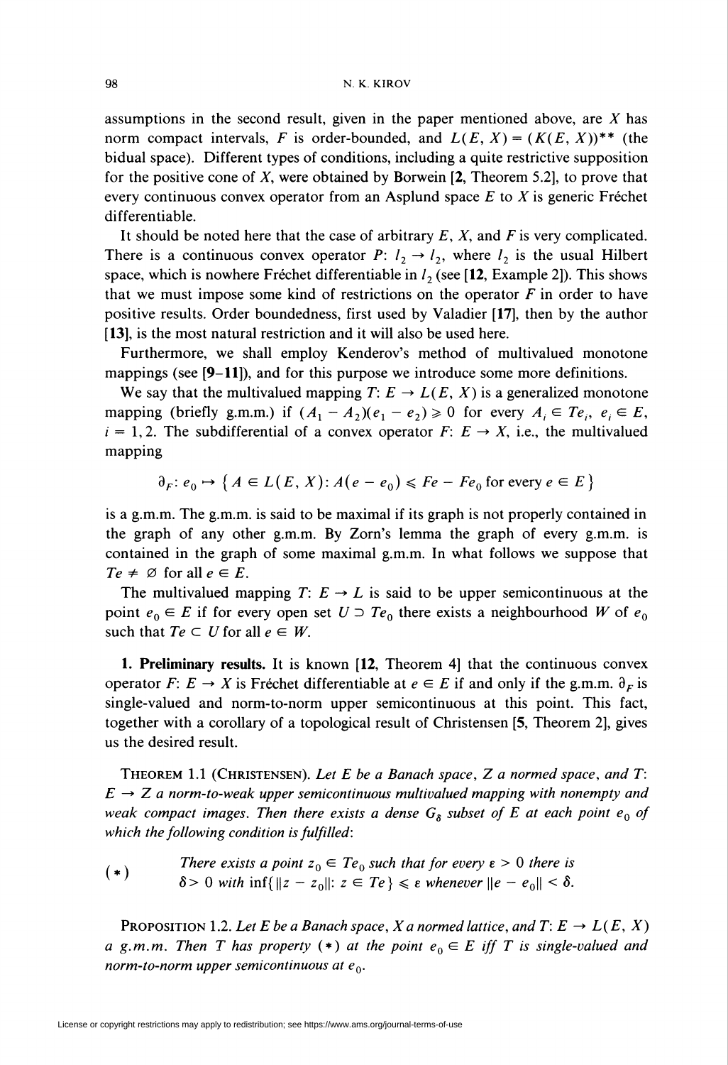assumptions in the second result, given in the paper mentioned above, are $X$ has norm compact intervals, $F$ is order-bounded, and $L(E, X) = (K(E, X))^{**}$ (the bidual space). Different types of conditions, including a quite restrictive supposition for the positive cone of $X$, were obtained by Borwein [**2**, Theorem 5.2], to prove that every continuous convex operator from an Asplund space $E$ to $X$ is generic Fréchet differentiable.

It should be noted here that the case of arbitrary $E$, $X$, and $F$ is very complicated. There is a continuous convex operator $P: l_2 \to l_2$, where $l_2$ is the usual Hilbert space, which is nowhere Fréchet differentiable in $l_2$ (see [**12**, Example 2]). This shows that we must impose some kind of restrictions on the operator $F$ in order to have positive results. Order boundedness, first used by Valadier [**17**], then by the author [**13**], is the most natural restriction and it will also be used here.

Furthermore, we shall employ Kenderov's method of multivalued monotone mappings (see [**9–11**]), and for this purpose we introduce some more definitions.

We say that the multivalued mapping $T: E \to L(E, X)$ is a generalized monotone mapping (briefly g.m.m.) if $(A_1 - A_2)(e_1 - e_2) \geqslant 0$ for every $A_i \in Te_i$, $e_i \in E$, $i = 1, 2$. The subdifferential of a convex operator $F: E \to X$, i.e., the multivalued mapping

$$\partial_F : e_0 \mapsto \{A \in L(E, X) : A(e - e_0) \leqslant Fe - Fe_0 \text{ for every } e \in E\}$$

is a g.m.m. The g.m.m. is said to be maximal if its graph is not properly contained in the graph of any other g.m.m. By Zorn's lemma the graph of every g.m.m. is contained in the graph of some maximal g.m.m. In what follows we suppose that $Te \neq \varnothing$ for all $e \in E$.

The multivalued mapping $T: E \to L$ is said to be upper semicontinuous at the point $e_0 \in E$ if for every open set $U \supset Te_0$ there exists a neighbourhood $W$ of $e_0$ such that $Te \subset U$ for all $e \in W$.

**1. Preliminary results.** It is known [**12**, Theorem 4] that the continuous convex operator $F: E \to X$ is Fréchet differentiable at $e \in E$ if and only if the g.m.m. $\partial_F$ is single-valued and norm-to-norm upper semicontinuous at this point. This fact, together with a corollary of a topological result of Christensen [**5**, Theorem 2], gives us the desired result.

THEOREM 1.1 (CHRISTENSEN). *Let $E$ be a Banach space, $Z$ a normed space, and $T$: $E \to Z$ a norm-to-weak upper semicontinuous multivalued mapping with nonempty and weak compact images. Then there exists a dense $G_\delta$ subset of $E$ at each point $e_0$ of which the following condition is fulfilled*:

(*) *There exists a point $z_0 \in Te_0$ such that for every $\varepsilon > 0$ there is $\delta > 0$ with $\inf\{\|z - z_0\| : z \in Te\} \leqslant \varepsilon$ whenever $\|e - e_0\| < \delta$.*

PROPOSITION 1.2. *Let $E$ be a Banach space, $X$ a normed lattice, and $T: E \to L(E, X)$ a g.m.m. Then $T$ has property (*) at the point $e_0 \in E$ iff $T$ is single-valued and norm-to-norm upper semicontinuous at $e_0$.*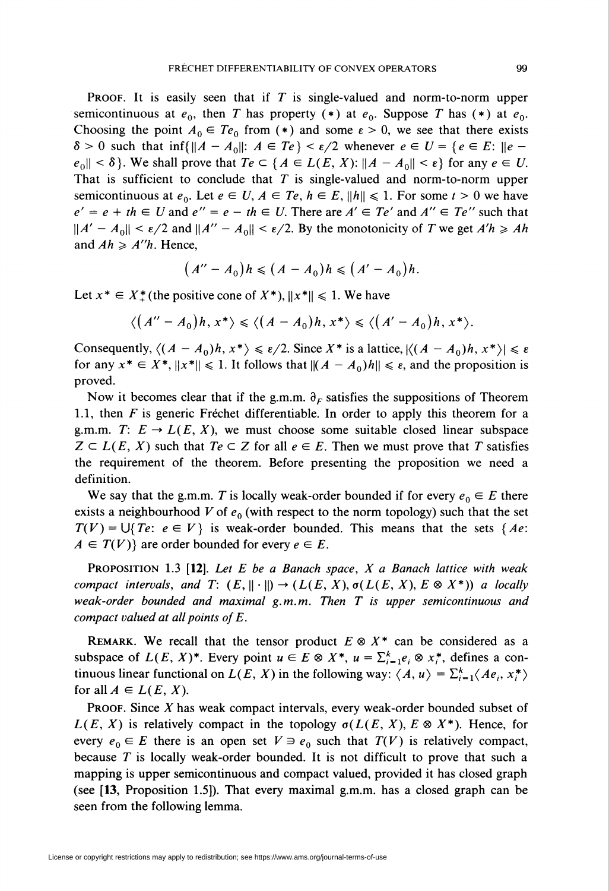**Proof.** It is easily seen that if $T$ is single-valued and norm-to-norm upper semicontinuous at $e_0$, then $T$ has property $(*)$ at $e_0$. Suppose $T$ has $(*)$ at $e_0$. Choosing the point $A_0 \in Te_0$ from $(*)$ and some $\varepsilon > 0$, we see that there exists $\delta > 0$ such that $\inf\{\|A - A_0\|: A \in Te\} < \varepsilon/2$ whenever $e \in U = \{e \in E: \|e - e_0\| < \delta\}$. We shall prove that $Te \subset \{A \in L(E, X): \|A - A_0\| < \varepsilon\}$ for any $e \in U$. That is sufficient to conclude that $T$ is single-valued and norm-to-norm upper semicontinuous at $e_0$. Let $e \in U$, $A \in Te$, $h \in E$, $\|h\| \leqslant 1$. For some $t > 0$ we have $e' = e + th \in U$ and $e'' = e - th \in U$. There are $A' \in Te'$ and $A'' \in Te''$ such that $\|A' - A_0\| < \varepsilon/2$ and $\|A'' - A_0\| < \varepsilon/2$. By the monotonicity of $T$ we get $A'h \geqslant Ah$ and $Ah \geqslant A''h$. Hence,

$$(A'' - A_0)h \leqslant (A - A_0)h \leqslant (A' - A_0)h.$$

Let $x^* \in X^*_+$ (the positive cone of $X^*$), $\|x^*\| \leqslant 1$. We have

$$\langle (A'' - A_0)h, x^* \rangle \leqslant \langle (A - A_0)h, x^* \rangle \leqslant \langle (A' - A_0)h, x^* \rangle.$$

Consequently, $\langle (A - A_0)h, x^* \rangle \leqslant \varepsilon/2$. Since $X^*$ is a lattice, $|\langle (A - A_0)h, x^* \rangle| \leqslant \varepsilon$ for any $x^* \in X^*$, $\|x^*\| \leqslant 1$. It follows that $\|(A - A_0)h\| \leqslant \varepsilon$, and the proposition is proved.

Now it becomes clear that if the g.m.m. $\partial_F$ satisfies the suppositions of Theorem 1.1, then $F$ is generic Fréchet differentiable. In order to apply this theorem for a g.m.m. $T: E \to L(E, X)$, we must choose some suitable closed linear subspace $Z \subset L(E, X)$ such that $Te \subset Z$ for all $e \in E$. Then we must prove that $T$ satisfies the requirement of the theorem. Before presenting the proposition we need a definition.

We say that the g.m.m. $T$ is locally weak-order bounded if for every $e_0 \in E$ there exists a neighbourhood $V$ of $e_0$ (with respect to the norm topology) such that the set $T(V) = \bigcup\{Te: e \in V\}$ is weak-order bounded. This means that the sets $\{Ae: A \in T(V)\}$ are order bounded for every $e \in E$.

**Proposition 1.3 [12].** *Let $E$ be a Banach space, $X$ a Banach lattice with weak compact intervals, and $T: (E, \|\cdot\|) \to (L(E, X), \sigma(L(E, X), E \otimes X^*))$ a locally weak-order bounded and maximal g.m.m. Then $T$ is upper semicontinuous and compact valued at all points of $E$.*

**Remark.** We recall that the tensor product $E \otimes X^*$ can be considered as a subspace of $L(E, X)^*$. Every point $u \in E \otimes X^*$, $u = \sum_{i=1}^k e_i \otimes x_i^*$, defines a continuous linear functional on $L(E, X)$ in the following way: $\langle A, u \rangle = \sum_{i=1}^k \langle Ae_i, x_i^* \rangle$ for all $A \in L(E, X)$.

**Proof.** Since $X$ has weak compact intervals, every weak-order bounded subset of $L(E, X)$ is relatively compact in the topology $\sigma(L(E, X), E \otimes X^*)$. Hence, for every $e_0 \in E$ there is an open set $V \ni e_0$ such that $T(V)$ is relatively compact, because $T$ is locally weak-order bounded. It is not difficult to prove that such a mapping is upper semicontinuous and compact valued, provided it has closed graph (see [13, Proposition 1.5]). That every maximal g.m.m. has a closed graph can be seen from the following lemma.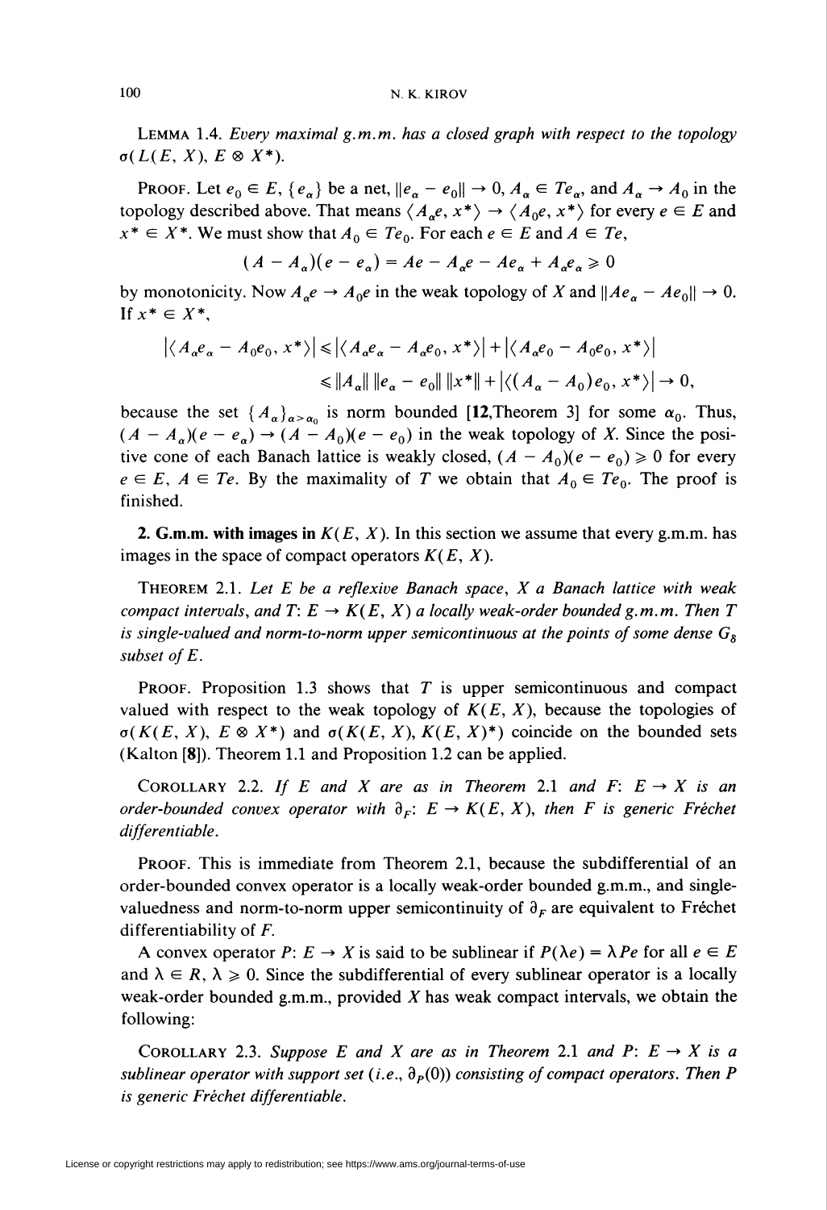LEMMA 1.4. *Every maximal g.m.m. has a closed graph with respect to the topology* $\sigma(L(E, X), E \otimes X^*)$.

PROOF. Let $e_0 \in E$, $\{e_\alpha\}$ be a net, $\|e_\alpha - e_0\| \to 0$, $A_\alpha \in Te_\alpha$, and $A_\alpha \to A_0$ in the topology described above. That means $\langle A_\alpha e, x^* \rangle \to \langle A_0 e, x^* \rangle$ for every $e \in E$ and $x^* \in X^*$. We must show that $A_0 \in Te_0$. For each $e \in E$ and $A \in Te$,

$$(A - A_\alpha)(e - e_\alpha) = Ae - A_\alpha e - Ae_\alpha + A_\alpha e_\alpha \geqslant 0$$

by monotonicity. Now $A_\alpha e \to A_0 e$ in the weak topology of $X$ and $\|Ae_\alpha - Ae_0\| \to 0$. If $x^* \in X^*$,

$$\begin{aligned}
\left|\langle A_\alpha e_\alpha - A_0 e_0, x^* \rangle\right| &\leqslant \left|\langle A_\alpha e_\alpha - A_\alpha e_0, x^* \rangle\right| + \left|\langle A_\alpha e_0 - A_0 e_0, x^* \rangle\right| \\
&\leqslant \|A_\alpha\| \, \|e_\alpha - e_0\| \, \|x^*\| + \left|\langle (A_\alpha - A_0) e_0, x^* \rangle\right| \to 0,
\end{aligned}$$

because the set $\{A_\alpha\}_{\alpha > \alpha_0}$ is norm bounded [**12**, Theorem 3] for some $\alpha_0$. Thus, $(A - A_\alpha)(e - e_\alpha) \to (A - A_0)(e - e_0)$ in the weak topology of $X$. Since the positive cone of each Banach lattice is weakly closed, $(A - A_0)(e - e_0) \geqslant 0$ for every $e \in E$, $A \in Te$. By the maximality of $T$ we obtain that $A_0 \in Te_0$. The proof is finished.

**2. G.m.m. with images in $K(E, X)$.** In this section we assume that every g.m.m. has images in the space of compact operators $K(E, X)$.

THEOREM 2.1. *Let $E$ be a reflexive Banach space, $X$ a Banach lattice with weak compact intervals, and $T\colon E \to K(E, X)$ a locally weak-order bounded g.m.m. Then $T$ is single-valued and norm-to-norm upper semicontinuous at the points of some dense $G_\delta$ subset of $E$.*

PROOF. Proposition 1.3 shows that $T$ is upper semicontinuous and compact valued with respect to the weak topology of $K(E, X)$, because the topologies of $\sigma(K(E, X), E \otimes X^*)$ and $\sigma(K(E, X), K(E, X)^*)$ coincide on the bounded sets (Kalton [**8**]). Theorem 1.1 and Proposition 1.2 can be applied.

COROLLARY 2.2. *If $E$ and $X$ are as in Theorem 2.1 and $F\colon E \to X$ is an order-bounded convex operator with $\partial_F\colon E \to K(E, X)$, then $F$ is generic Fréchet differentiable.*

PROOF. This is immediate from Theorem 2.1, because the subdifferential of an order-bounded convex operator is a locally weak-order bounded g.m.m., and single-valuedness and norm-to-norm upper semicontinuity of $\partial_F$ are equivalent to Fréchet differentiability of $F$.

A convex operator $P\colon E \to X$ is said to be sublinear if $P(\lambda e) = \lambda Pe$ for all $e \in E$ and $\lambda \in R$, $\lambda \geqslant 0$. Since the subdifferential of every sublinear operator is a locally weak-order bounded g.m.m., provided $X$ has weak compact intervals, we obtain the following:

COROLLARY 2.3. *Suppose $E$ and $X$ are as in Theorem 2.1 and $P\colon E \to X$ is a sublinear operator with support set (i.e., $\partial_P(0)$) consisting of compact operators. Then $P$ is generic Fréchet differentiable.*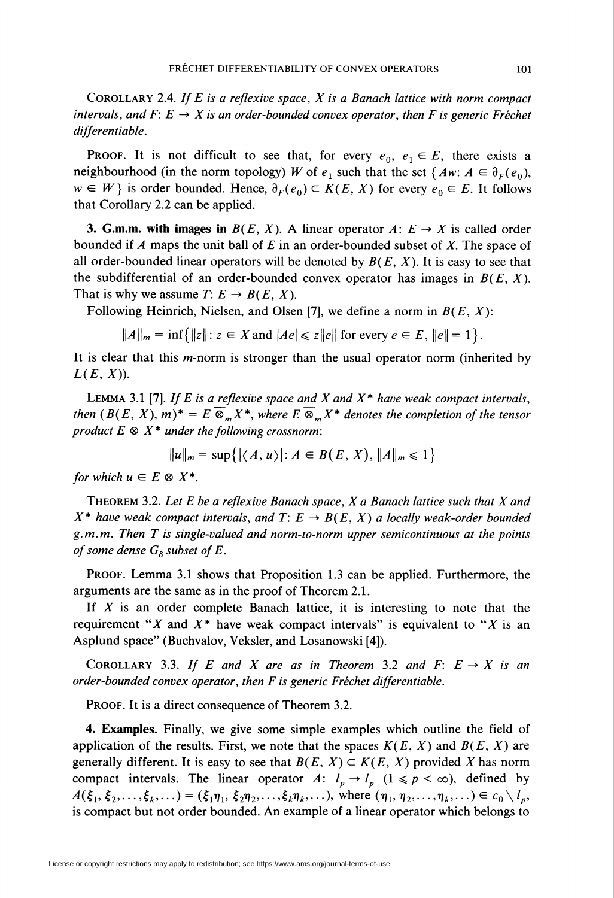COROLLARY 2.4. *If $E$ is a reflexive space, $X$ is a Banach lattice with norm compact intervals, and $F: E \to X$ is an order-bounded convex operator, then $F$ is generic Fréchet differentiable.*

PROOF. It is not difficult to see that, for every $e_0$, $e_1 \in E$, there exists a neighbourhood (in the norm topology) $W$ of $e_1$ such that the set $\{Aw: A \in \partial_F(e_0), w \in W\}$ is order bounded. Hence, $\partial_F(e_0) \subset K(E, X)$ for every $e_0 \in E$. It follows that Corollary 2.2 can be applied.

**3. G.m.m. with images in $B(E, X)$.** A linear operator $A: E \to X$ is called order bounded if $A$ maps the unit ball of $E$ in an order-bounded subset of $X$. The space of all order-bounded linear operators will be denoted by $B(E, X)$. It is easy to see that the subdifferential of an order-bounded convex operator has images in $B(E, X)$. That is why we assume $T: E \to B(E, X)$.

Following Heinrich, Nielsen, and Olsen [7], we define a norm in $B(E, X)$:

$$\|A\|_m = \inf\{\|z\|: z \in X \text{ and } |Ae| \leqslant z\|e\| \text{ for every } e \in E, \|e\| = 1\}.$$

It is clear that this $m$-norm is stronger than the usual operator norm (inherited by $L(E, X)$).

LEMMA 3.1 [7]. *If $E$ is a reflexive space and $X$ and $X^*$ have weak compact intervals, then $(B(E, X), m)^* = E \overline{\otimes}_m X^*$, where $E \overline{\otimes}_m X^*$ denotes the completion of the tensor product $E \otimes X^*$ under the following crossnorm:*

$$\|u\|_m = \sup\{|\langle A, u\rangle|: A \in B(E, X), \|A\|_m \leqslant 1\}$$

*for which $u \in E \otimes X^*$.*

THEOREM 3.2. *Let $E$ be a reflexive Banach space, $X$ a Banach lattice such that $X$ and $X^*$ have weak compact intervals, and $T: E \to B(E, X)$ a locally weak-order bounded g.m.m. Then $T$ is single-valued and norm-to-norm upper semicontinuous at the points of some dense $G_\delta$ subset of $E$.*

PROOF. Lemma 3.1 shows that Proposition 1.3 can be applied. Furthermore, the arguments are the same as in the proof of Theorem 2.1.

If $X$ is an order complete Banach lattice, it is interesting to note that the requirement "$X$ and $X^*$ have weak compact intervals" is equivalent to "$X$ is an Asplund space" (Buchvalov, Veksler, and Losanowski [4]).

COROLLARY 3.3. *If $E$ and $X$ are as in Theorem 3.2 and $F: E \to X$ is an order-bounded convex operator, then $F$ is generic Fréchet differentiable.*

PROOF. It is a direct consequence of Theorem 3.2.

**4. Examples.** Finally, we give some simple examples which outline the field of application of the results. First, we note that the spaces $K(E, X)$ and $B(E, X)$ are generally different. It is easy to see that $B(E, X) \subset K(E, X)$ provided $X$ has norm compact intervals. The linear operator $A: l_p \to l_p$ $(1 \leqslant p < \infty)$, defined by $A(\xi_1, \xi_2, \ldots, \xi_k, \ldots) = (\xi_1\eta_1, \xi_2\eta_2, \ldots, \xi_k\eta_k, \ldots)$, where $(\eta_1, \eta_2, \ldots, \eta_k, \ldots) \in c_0 \setminus l_p$, is compact but not order bounded. An example of a linear operator which belongs to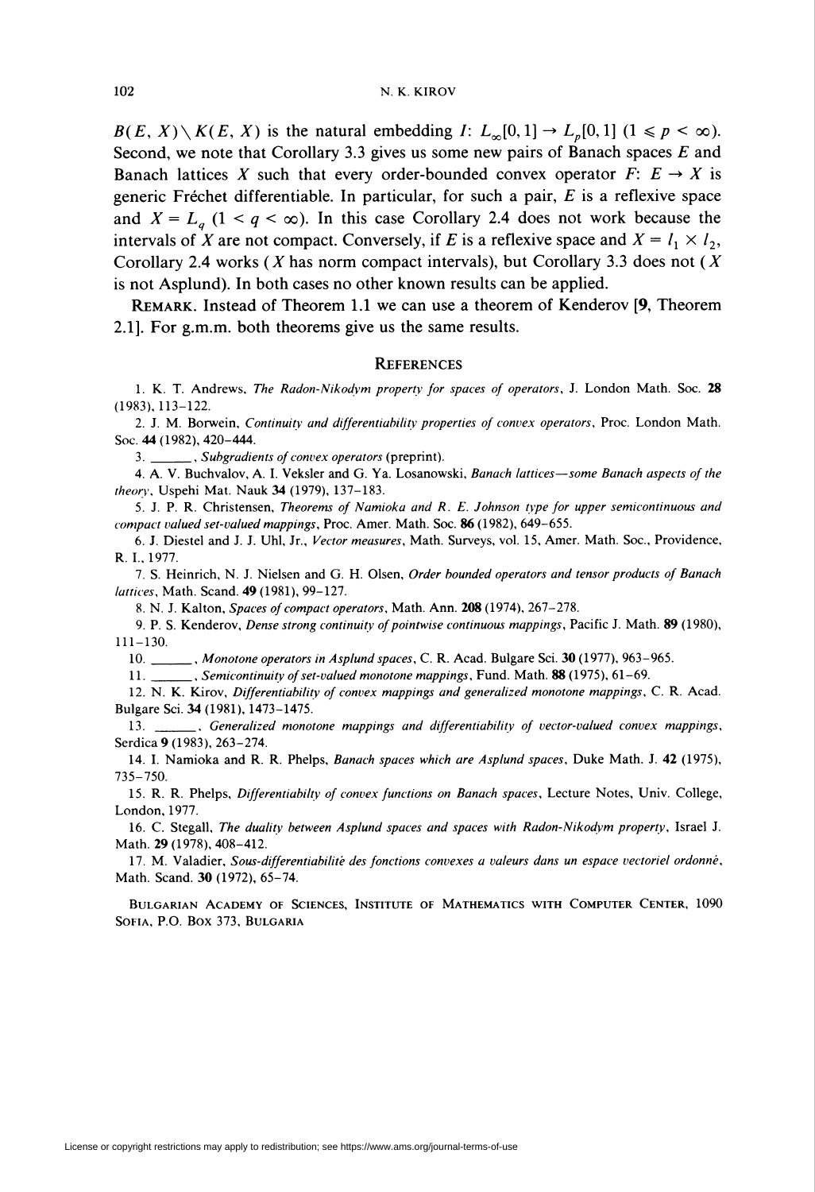$B(E, X) \setminus K(E, X)$ is the natural embedding $I: L_\infty[0,1] \to L_p[0,1]$ $(1 \leqslant p < \infty)$. Second, we note that Corollary 3.3 gives us some new pairs of Banach spaces $E$ and Banach lattices $X$ such that every order-bounded convex operator $F: E \to X$ is generic Fréchet differentiable. In particular, for such a pair, $E$ is a reflexive space and $X = L_q$ $(1 < q < \infty)$. In this case Corollary 2.4 does not work because the intervals of $X$ are not compact. Conversely, if $E$ is a reflexive space and $X = l_1 \times l_2$, Corollary 2.4 works ($X$ has norm compact intervals), but Corollary 3.3 does not ($X$ is not Asplund). In both cases no other known results can be applied.

REMARK. Instead of Theorem 1.1 we can use a theorem of Kenderov [**9**, Theorem 2.1]. For g.m.m. both theorems give us the same results.

## REFERENCES

1. K. T. Andrews, *The Radon-Nikodym property for spaces of operators*, J. London Math. Soc. **28** (1983), 113–122.
2. J. M. Borwein, *Continuity and differentiability properties of convex operators*, Proc. London Math. Soc. **44** (1982), 420–444.
3. ______, *Subgradients of convex operators* (preprint).
4. A. V. Buchvalov, A. I. Veksler and G. Ya. Losanowski, *Banach lattices—some Banach aspects of the theory*, Uspehi Mat. Nauk **34** (1979), 137–183.
5. J. P. R. Christensen, *Theorems of Namioka and R. E. Johnson type for upper semicontinuous and compact valued set-valued mappings*, Proc. Amer. Math. Soc. **86** (1982), 649–655.
6. J. Diestel and J. J. Uhl, Jr., *Vector measures*, Math. Surveys, vol. 15, Amer. Math. Soc., Providence, R. I., 1977.
7. S. Heinrich, N. J. Nielsen and G. H. Olsen, *Order bounded operators and tensor products of Banach lattices*, Math. Scand. **49** (1981), 99–127.
8. N. J. Kalton, *Spaces of compact operators*, Math. Ann. **208** (1974), 267–278.
9. P. S. Kenderov, *Dense strong continuity of pointwise continuous mappings*, Pacific J. Math. **89** (1980), 111–130.
10. ______, *Monotone operators in Asplund spaces*, C. R. Acad. Bulgare Sci. **30** (1977), 963–965.
11. ______, *Semicontinuity of set-valued monotone mappings*, Fund. Math. **88** (1975), 61–69.
12. N. K. Kirov, *Differentiability of convex mappings and generalized monotone mappings*, C. R. Acad. Bulgare Sci. **34** (1981), 1473–1475.
13. ______, *Generalized monotone mappings and differentiability of vector-valued convex mappings*, Serdica **9** (1983), 263–274.
14. I. Namioka and R. R. Phelps, *Banach spaces which are Asplund spaces*, Duke Math. J. **42** (1975), 735–750.
15. R. R. Phelps, *Differentiabilty of convex functions on Banach spaces*, Lecture Notes, Univ. College, London, 1977.
16. C. Stegall, *The duality between Asplund spaces and spaces with Radon-Nikodym property*, Israel J. Math. **29** (1978), 408–412.
17. M. Valadier, *Sous-différentiabilité des fonctions convexes a valeurs dans un espace vectoriel ordonné*, Math. Scand. **30** (1972), 65–74.

BULGARIAN ACADEMY OF SCIENCES, INSTITUTE OF MATHEMATICS WITH COMPUTER CENTER, 1090 SOFIA, P.O. BOX 373, BULGARIA